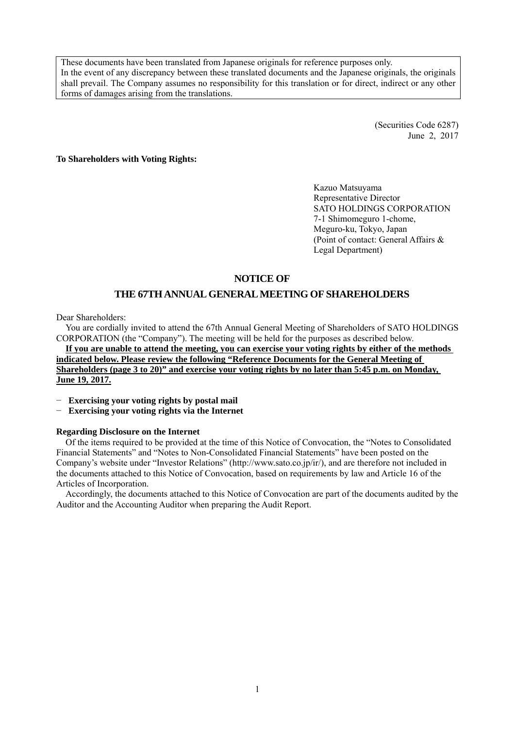These documents have been translated from Japanese originals for reference purposes only.
In the event of any discrepancy between these translated documents and the Japanese originals, the originals shall prevail. The Company assumes no responsibility for this translation or for direct, indirect or any other forms of damages arising from the translations.

(Securities Code 6287)
June 2, 2017

**To Shareholders with Voting Rights:**

Kazuo Matsuyama
Representative Director
SATO HOLDINGS CORPORATION
7-1 Shimomeguro 1-chome,
Meguro-ku, Tokyo, Japan
(Point of contact: General Affairs & Legal Department)

# NOTICE OF
# THE 67TH ANNUAL GENERAL MEETING OF SHAREHOLDERS

Dear Shareholders:

You are cordially invited to attend the 67th Annual General Meeting of Shareholders of SATO HOLDINGS CORPORATION (the "Company"). The meeting will be held for the purposes as described below.

**If you are unable to attend the meeting, you can exercise your voting rights by either of the methods indicated below. Please review the following "Reference Documents for the General Meeting of Shareholders (page 3 to 20)" and exercise your voting rights by no later than 5:45 p.m. on Monday, June 19, 2017.**

- **Exercising your voting rights by postal mail**
- **Exercising your voting rights via the Internet**

**Regarding Disclosure on the Internet**

Of the items required to be provided at the time of this Notice of Convocation, the "Notes to Consolidated Financial Statements" and "Notes to Non-Consolidated Financial Statements" have been posted on the Company's website under "Investor Relations" (http://www.sato.co.jp/ir/), and are therefore not included in the documents attached to this Notice of Convocation, based on requirements by law and Article 16 of the Articles of Incorporation.

Accordingly, the documents attached to this Notice of Convocation are part of the documents audited by the Auditor and the Accounting Auditor when preparing the Audit Report.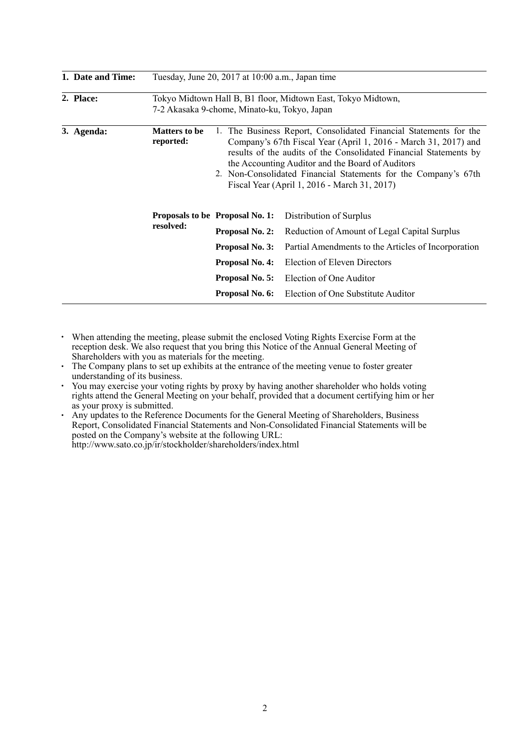| | | | |
|---|---|---|---|
| **1. Date and Time:** | Tuesday, June 20, 2017 at 10:00 a.m., Japan time | | |
| **2. Place:** | Tokyo Midtown Hall B, B1 floor, Midtown East, Tokyo Midtown,<br>7-2 Akasaka 9-chome, Minato-ku, Tokyo, Japan | | |
| **3. Agenda:** | **Matters to be reported:** | 1. The Business Report, Consolidated Financial Statements for the Company's 67th Fiscal Year (April 1, 2016 - March 31, 2017) and results of the audits of the Consolidated Financial Statements by the Accounting Auditor and the Board of Auditors<br>2. Non-Consolidated Financial Statements for the Company's 67th Fiscal Year (April 1, 2016 - March 31, 2017) | |
| | **Proposals to be resolved:** | **Proposal No. 1:** | Distribution of Surplus |
| | | **Proposal No. 2:** | Reduction of Amount of Legal Capital Surplus |
| | | **Proposal No. 3:** | Partial Amendments to the Articles of Incorporation |
| | | **Proposal No. 4:** | Election of Eleven Directors |
| | | **Proposal No. 5:** | Election of One Auditor |
| | | **Proposal No. 6:** | Election of One Substitute Auditor |

- When attending the meeting, please submit the enclosed Voting Rights Exercise Form at the reception desk. We also request that you bring this Notice of the Annual General Meeting of Shareholders with you as materials for the meeting.
- The Company plans to set up exhibits at the entrance of the meeting venue to foster greater understanding of its business.
- You may exercise your voting rights by proxy by having another shareholder who holds voting rights attend the General Meeting on your behalf, provided that a document certifying him or her as your proxy is submitted.
- Any updates to the Reference Documents for the General Meeting of Shareholders, Business Report, Consolidated Financial Statements and Non-Consolidated Financial Statements will be posted on the Company's website at the following URL:
  http://www.sato.co.jp/ir/stockholder/shareholders/index.html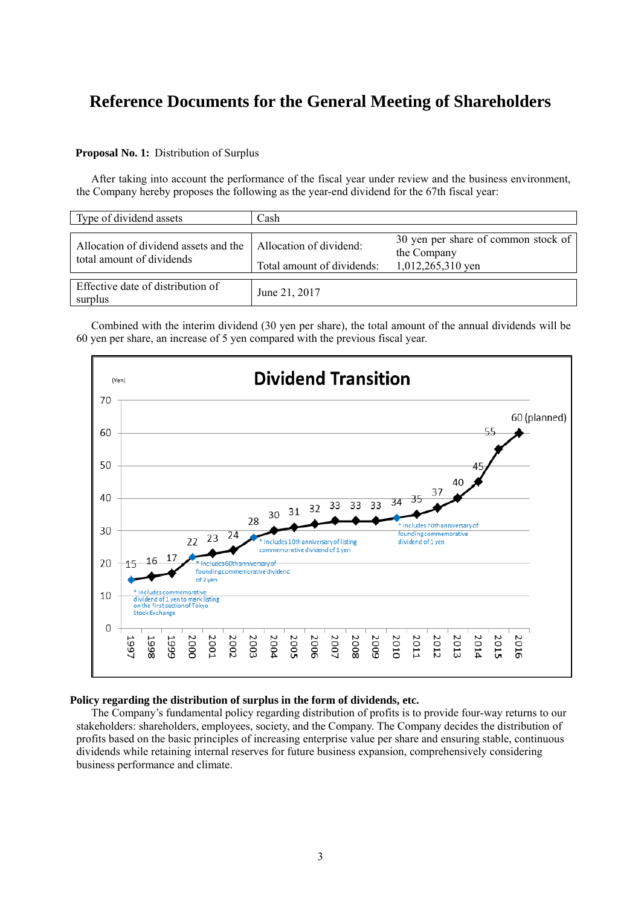# Reference Documents for the General Meeting of Shareholders

**Proposal No. 1:** Distribution of Surplus

After taking into account the performance of the fiscal year under review and the business environment, the Company hereby proposes the following as the year-end dividend for the 67th fiscal year:

| Type of dividend assets | Cash | |
|---|---|---|
| Allocation of dividend assets and the total amount of dividends | Allocation of dividend: | 30 yen per share of common stock of the Company |
| | Total amount of dividends: | 1,012,265,310 yen |
| Effective date of distribution of surplus | June 21, 2017 | |

Combined with the interim dividend (30 yen per share), the total amount of the annual dividends will be 60 yen per share, an increase of 5 yen compared with the previous fiscal year.

**Dividend Transition**

(Yen)

| Year | Dividend |
|---|---|
| 1997 | 15 |
| 1998 | 16 |
| 1999 | 17 |
| 2000 | 22 |
| 2001 | 23 |
| 2002 | 24 |
| 2003 | 28 |
| 2004 | 30 |
| 2005 | 31 |
| 2006 | 32 |
| 2007 | 33 |
| 2008 | 33 |
| 2009 | 33 |
| 2010 | 34 |
| 2011 | 35 |
| 2012 | 37 |
| 2013 | 40 |
| 2014 | 45 |
| 2015 | 55 |
| 2016 | 60 (planned) |

* Includes commemorative dividend of 1 yen to mark listing on the first section of Tokyo Stock Exchange (1997)

* Includes 60th anniversary of founding commemorative dividend of 2 yen (2000)

* Includes 10th anniversary of listing commemorative dividend of 1 yen (2003)

* Includes 70th anniversary of founding commemorative dividend of 1 yen (2010)

**Policy regarding the distribution of surplus in the form of dividends, etc.**

The Company's fundamental policy regarding distribution of profits is to provide four-way returns to our stakeholders: shareholders, employees, society, and the Company. The Company decides the distribution of profits based on the basic principles of increasing enterprise value per share and ensuring stable, continuous dividends while retaining internal reserves for future business expansion, comprehensively considering business performance and climate.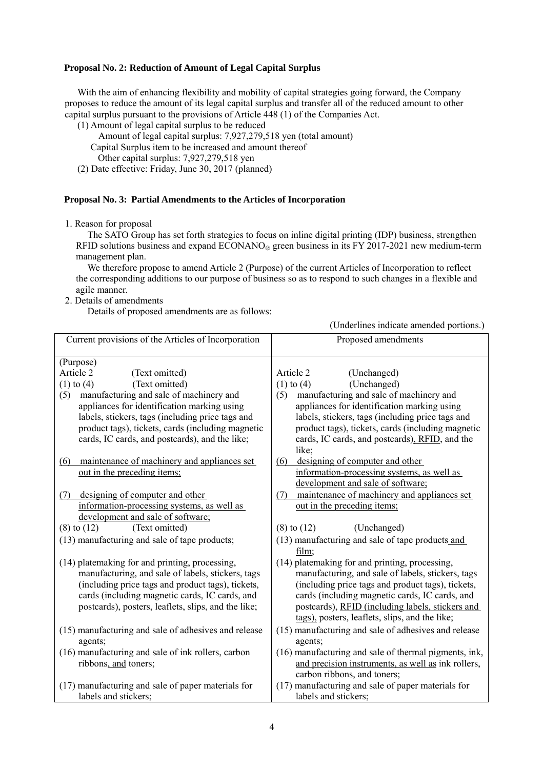### Proposal No. 2: Reduction of Amount of Legal Capital Surplus

With the aim of enhancing flexibility and mobility of capital strategies going forward, the Company proposes to reduce the amount of its legal capital surplus and transfer all of the reduced amount to other capital surplus pursuant to the provisions of Article 448 (1) of the Companies Act.

(1) Amount of legal capital surplus to be reduced
  Amount of legal capital surplus: 7,927,279,518 yen (total amount)
  Capital Surplus item to be increased and amount thereof
  Other capital surplus: 7,927,279,518 yen

(2) Date effective: Friday, June 30, 2017 (planned)

### Proposal No. 3: Partial Amendments to the Articles of Incorporation

1. Reason for proposal

The SATO Group has set forth strategies to focus on inline digital printing (IDP) business, strengthen RFID solutions business and expand ECONANO® green business in its FY 2017-2021 new medium-term management plan.

We therefore propose to amend Article 2 (Purpose) of the current Articles of Incorporation to reflect the corresponding additions to our purpose of business so as to respond to such changes in a flexible and agile manner.

2. Details of amendments

Details of proposed amendments are as follows:

(Underlines indicate amended portions.)

| Current provisions of the Articles of Incorporation | Proposed amendments |
|---|---|
| (Purpose)<br>Article 2 (Text omitted)<br>(1) to (4) (Text omitted) | Article 2 (Unchanged)<br>(1) to (4) (Unchanged) |
| (5) manufacturing and sale of machinery and appliances for identification marking using labels, stickers, tags (including price tags and product tags), tickets, cards (including magnetic cards, IC cards, and postcards), and the like; | (5) manufacturing and sale of machinery and appliances for identification marking using labels, stickers, tags (including price tags and product tags), tickets, cards (including magnetic cards, IC cards, and postcards), RFID, and the like; |
| (6) maintenance of machinery and appliances set out in the preceding items; | (6) designing of computer and other information-processing systems, as well as development and sale of software; |
| (7) designing of computer and other information-processing systems, as well as development and sale of software; | (7) maintenance of machinery and appliances set out in the preceding items; |
| (8) to (12) (Text omitted) | (8) to (12) (Unchanged) |
| (13) manufacturing and sale of tape products; | (13) manufacturing and sale of tape products and film; |
| (14) platemaking for and printing, processing, manufacturing, and sale of labels, stickers, tags (including price tags and product tags), tickets, cards (including magnetic cards, IC cards, and postcards), posters, leaflets, slips, and the like; | (14) platemaking for and printing, processing, manufacturing, and sale of labels, stickers, tags (including price tags and product tags), tickets, cards (including magnetic cards, IC cards, and postcards), RFID (including labels, stickers and tags), posters, leaflets, slips, and the like; |
| (15) manufacturing and sale of adhesives and release agents; | (15) manufacturing and sale of adhesives and release agents; |
| (16) manufacturing and sale of ink rollers, carbon ribbons, and toners; | (16) manufacturing and sale of thermal pigments, ink, and precision instruments, as well as ink rollers, carbon ribbons, and toners; |
| (17) manufacturing and sale of paper materials for labels and stickers; | (17) manufacturing and sale of paper materials for labels and stickers; |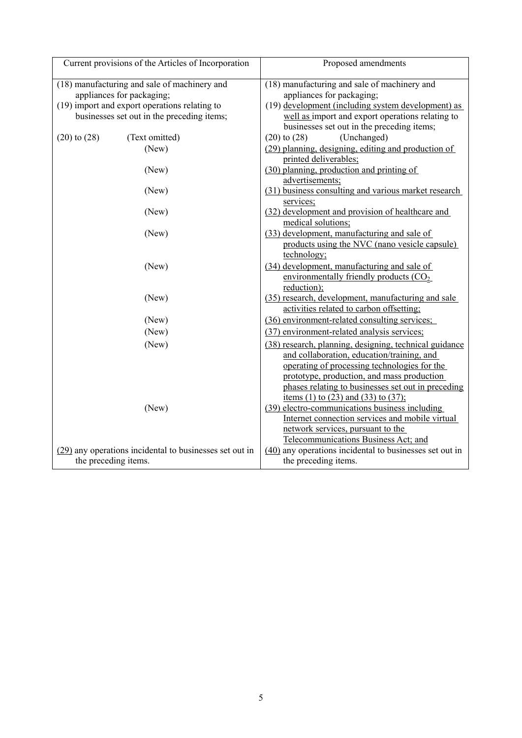| Current provisions of the Articles of Incorporation | Proposed amendments |
| --- | --- |
| (18) manufacturing and sale of machinery and appliances for packaging; | (18) manufacturing and sale of machinery and appliances for packaging; |
| (19) import and export operations relating to businesses set out in the preceding items; | (19) development (including system development) as well as import and export operations relating to businesses set out in the preceding items; |
| (20) to (28) (Text omitted) | (20) to (28) (Unchanged) |
| (New) | (29) planning, designing, editing and production of printed deliverables; |
| (New) | (30) planning, production and printing of advertisements; |
| (New) | (31) business consulting and various market research services; |
| (New) | (32) development and provision of healthcare and medical solutions; |
| (New) | (33) development, manufacturing and sale of products using the NVC (nano vesicle capsule) technology; |
| (New) | (34) development, manufacturing and sale of environmentally friendly products ($CO_2$ reduction); |
| (New) | (35) research, development, manufacturing and sale activities related to carbon offsetting; |
| (New) | (36) environment-related consulting services; |
| (New) | (37) environment-related analysis services; |
| (New) | (38) research, planning, designing, technical guidance and collaboration, education/training, and operating of processing technologies for the prototype, production, and mass production phases relating to businesses set out in preceding items (1) to (23) and (33) to (37); |
| (New) | (39) electro-communications business including Internet connection services and mobile virtual network services, pursuant to the Telecommunications Business Act; and |
| (29) any operations incidental to businesses set out in the preceding items. | (40) any operations incidental to businesses set out in the preceding items. |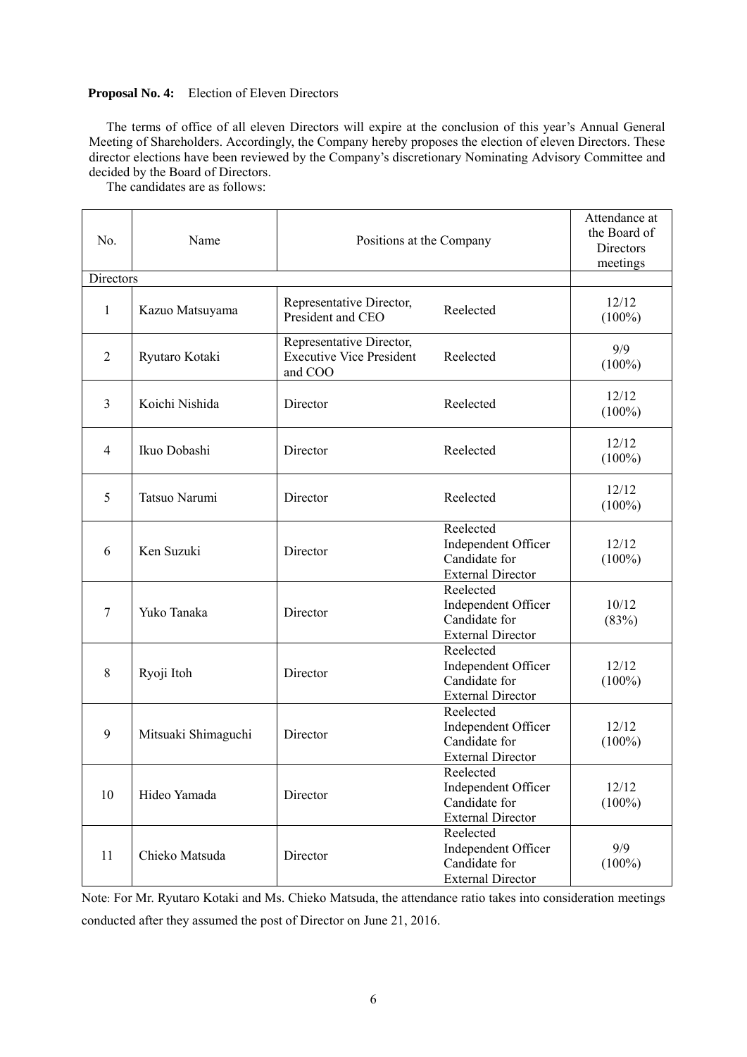**Proposal No. 4:** Election of Eleven Directors

The terms of office of all eleven Directors will expire at the conclusion of this year's Annual General Meeting of Shareholders. Accordingly, the Company hereby proposes the election of eleven Directors. These director elections have been reviewed by the Company's discretionary Nominating Advisory Committee and decided by the Board of Directors.

The candidates are as follows:

| No. | Name | Positions at the Company | | Attendance at the Board of Directors meetings |
|---|---|---|---|---|
| Directors | | | | |
| 1 | Kazuo Matsuyama | Representative Director, President and CEO | Reelected | 12/12 (100%) |
| 2 | Ryutaro Kotaki | Representative Director, Executive Vice President and COO | Reelected | 9/9 (100%) |
| 3 | Koichi Nishida | Director | Reelected | 12/12 (100%) |
| 4 | Ikuo Dobashi | Director | Reelected | 12/12 (100%) |
| 5 | Tatsuo Narumi | Director | Reelected | 12/12 (100%) |
| 6 | Ken Suzuki | Director | Reelected Independent Officer Candidate for External Director | 12/12 (100%) |
| 7 | Yuko Tanaka | Director | Reelected Independent Officer Candidate for External Director | 10/12 (83%) |
| 8 | Ryoji Itoh | Director | Reelected Independent Officer Candidate for External Director | 12/12 (100%) |
| 9 | Mitsuaki Shimaguchi | Director | Reelected Independent Officer Candidate for External Director | 12/12 (100%) |
| 10 | Hideo Yamada | Director | Reelected Independent Officer Candidate for External Director | 12/12 (100%) |
| 11 | Chieko Matsuda | Director | Reelected Independent Officer Candidate for External Director | 9/9 (100%) |

Note: For Mr. Ryutaro Kotaki and Ms. Chieko Matsuda, the attendance ratio takes into consideration meetings conducted after they assumed the post of Director on June 21, 2016.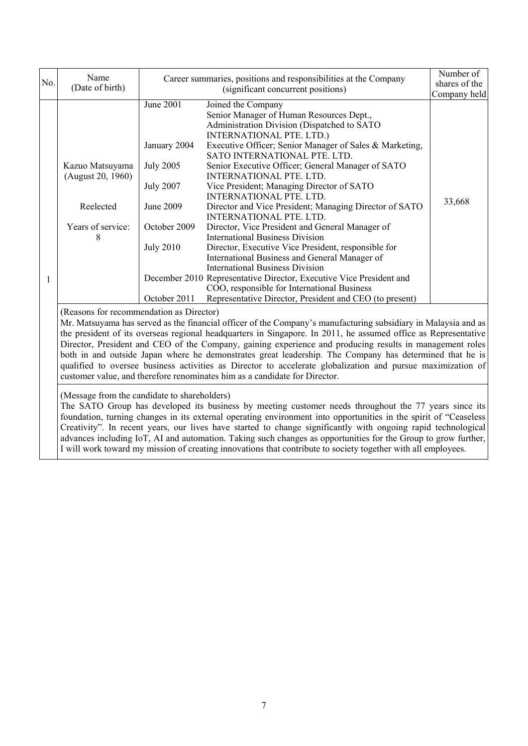| No. | Name (Date of birth) | Career summaries, positions and responsibilities at the Company (significant concurrent positions) | | Number of shares of the Company held |
|---|---|---|---|---|
| 1 | Kazuo Matsuyama (August 20, 1960)<br><br>Reelected<br><br>Years of service: 8 | June 2001 | Joined the Company<br>Senior Manager of Human Resources Dept., Administration Division (Dispatched to SATO INTERNATIONAL PTE. LTD.) | 33,668 |
| | | January 2004 | Executive Officer; Senior Manager of Sales & Marketing, SATO INTERNATIONAL PTE. LTD. | |
| | | July 2005 | Senior Executive Officer; General Manager of SATO INTERNATIONAL PTE. LTD. | |
| | | July 2007 | Vice President; Managing Director of SATO INTERNATIONAL PTE. LTD. | |
| | | June 2009 | Director and Vice President; Managing Director of SATO INTERNATIONAL PTE. LTD. | |
| | | October 2009 | Director, Vice President and General Manager of International Business Division | |
| | | July 2010 | Director, Executive Vice President, responsible for International Business and General Manager of International Business Division | |
| | | December 2010 | Representative Director, Executive Vice President and COO, responsible for International Business | |
| | | October 2011 | Representative Director, President and CEO (to present) | |

(Reasons for recommendation as Director)

Mr. Matsuyama has served as the financial officer of the Company's manufacturing subsidiary in Malaysia and as the president of its overseas regional headquarters in Singapore. In 2011, he assumed office as Representative Director, President and CEO of the Company, gaining experience and producing results in management roles both in and outside Japan where he demonstrates great leadership. The Company has determined that he is qualified to oversee business activities as Director to accelerate globalization and pursue maximization of customer value, and therefore renominates him as a candidate for Director.

(Message from the candidate to shareholders)

The SATO Group has developed its business by meeting customer needs throughout the 77 years since its foundation, turning changes in its external operating environment into opportunities in the spirit of "Ceaseless Creativity". In recent years, our lives have started to change significantly with ongoing rapid technological advances including IoT, AI and automation. Taking such changes as opportunities for the Group to grow further, I will work toward my mission of creating innovations that contribute to society together with all employees.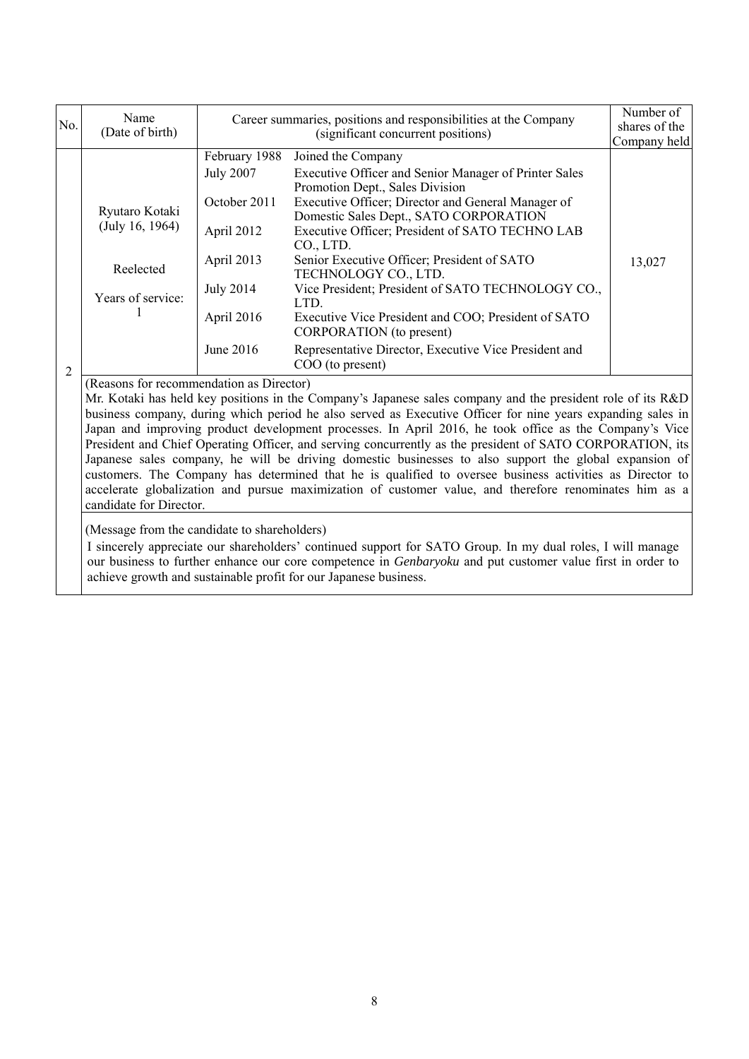| No. | Name (Date of birth) | Career summaries, positions and responsibilities at the Company (significant concurrent positions) | | Number of shares of the Company held |
|---|---|---|---|---|
| 2 | Ryutaro Kotaki (July 16, 1964)<br><br>Reelected<br><br>Years of service: 1 | February 1988 | Joined the Company | 13,027 |
| | | July 2007 | Executive Officer and Senior Manager of Printer Sales Promotion Dept., Sales Division | |
| | | October 2011 | Executive Officer; Director and General Manager of Domestic Sales Dept., SATO CORPORATION | |
| | | April 2012 | Executive Officer; President of SATO TECHNO LAB CO., LTD. | |
| | | April 2013 | Senior Executive Officer; President of SATO TECHNOLOGY CO., LTD. | |
| | | July 2014 | Vice President; President of SATO TECHNOLOGY CO., LTD. | |
| | | April 2016 | Executive Vice President and COO; President of SATO CORPORATION (to present) | |
| | | June 2016 | Representative Director, Executive Vice President and COO (to present) | |

(Reasons for recommendation as Director)

Mr. Kotaki has held key positions in the Company's Japanese sales company and the president role of its R&D business company, during which period he also served as Executive Officer for nine years expanding sales in Japan and improving product development processes. In April 2016, he took office as the Company's Vice President and Chief Operating Officer, and serving concurrently as the president of SATO CORPORATION, its Japanese sales company, he will be driving domestic businesses to also support the global expansion of customers. The Company has determined that he is qualified to oversee business activities as Director to accelerate globalization and pursue maximization of customer value, and therefore renominates him as a candidate for Director.

(Message from the candidate to shareholders)

I sincerely appreciate our shareholders' continued support for SATO Group. In my dual roles, I will manage our business to further enhance our core competence in *Genbaryoku* and put customer value first in order to achieve growth and sustainable profit for our Japanese business.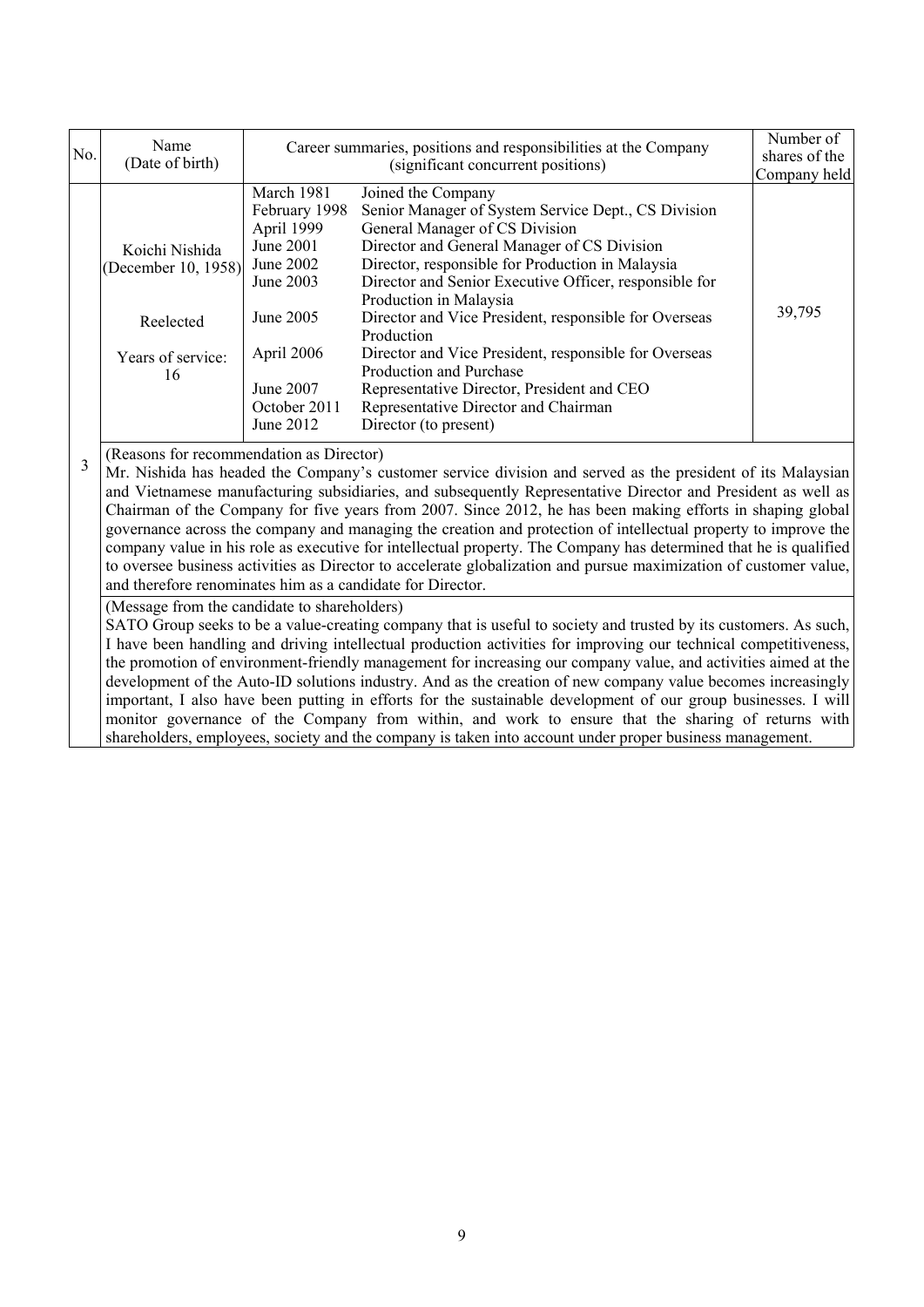| No. | Name (Date of birth) | Career summaries, positions and responsibilities at the Company (significant concurrent positions) | | Number of shares of the Company held |
|---|---|---|---|---|
| 3 | Koichi Nishida (December 10, 1958)<br><br>Reelected<br><br>Years of service: 16 | March 1981<br>February 1998<br>April 1999<br>June 2001<br>June 2002<br>June 2003<br><br>June 2005<br><br>April 2006<br><br>June 2007<br>October 2011<br>June 2012 | Joined the Company<br>Senior Manager of System Service Dept., CS Division<br>General Manager of CS Division<br>Director and General Manager of CS Division<br>Director, responsible for Production in Malaysia<br>Director and Senior Executive Officer, responsible for Production in Malaysia<br>Director and Vice President, responsible for Overseas Production<br>Director and Vice President, responsible for Overseas Production and Purchase<br>Representative Director, President and CEO<br>Representative Director and Chairman<br>Director (to present) | 39,795 |
| | (Reasons for recommendation as Director)<br>Mr. Nishida has headed the Company's customer service division and served as the president of its Malaysian and Vietnamese manufacturing subsidiaries, and subsequently Representative Director and President as well as Chairman of the Company for five years from 2007. Since 2012, he has been making efforts in shaping global governance across the company and managing the creation and protection of intellectual property to improve the company value in his role as executive for intellectual property. The Company has determined that he is qualified to oversee business activities as Director to accelerate globalization and pursue maximization of customer value, and therefore renominates him as a candidate for Director. | | | |
| | (Message from the candidate to shareholders)<br>SATO Group seeks to be a value-creating company that is useful to society and trusted by its customers. As such, I have been handling and driving intellectual production activities for improving our technical competitiveness, the promotion of environment-friendly management for increasing our company value, and activities aimed at the development of the Auto-ID solutions industry. And as the creation of new company value becomes increasingly important, I also have been putting in efforts for the sustainable development of our group businesses. I will monitor governance of the Company from within, and work to ensure that the sharing of returns with shareholders, employees, society and the company is taken into account under proper business management. | | | |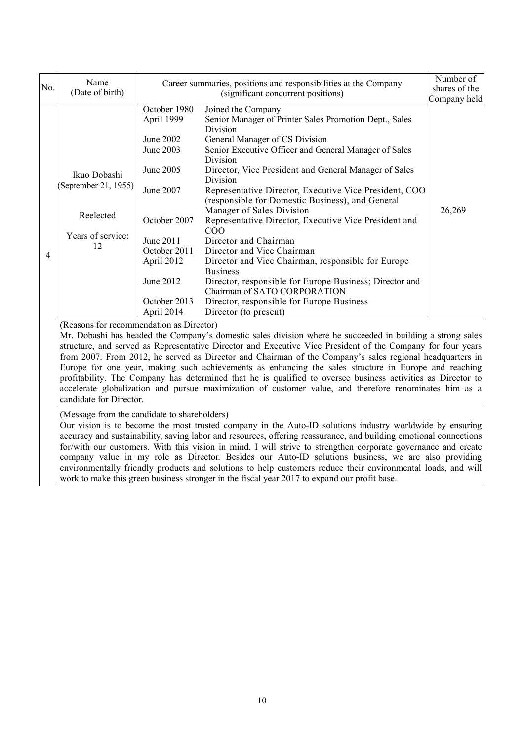| No. | Name (Date of birth) | Career summaries, positions and responsibilities at the Company (significant concurrent positions) | | Number of shares of the Company held |
|---|---|---|---|---|
| 4 | Ikuo Dobashi (September 21, 1955)<br><br>Reelected<br><br>Years of service: 12 | October 1980 | Joined the Company | 26,269 |
| | | April 1999 | Senior Manager of Printer Sales Promotion Dept., Sales Division | |
| | | June 2002 | General Manager of CS Division | |
| | | June 2003 | Senior Executive Officer and General Manager of Sales Division | |
| | | June 2005 | Director, Vice President and General Manager of Sales Division | |
| | | June 2007 | Representative Director, Executive Vice President, COO (responsible for Domestic Business), and General Manager of Sales Division | |
| | | October 2007 | Representative Director, Executive Vice President and COO | |
| | | June 2011 | Director and Chairman | |
| | | October 2011 | Director and Vice Chairman | |
| | | April 2012 | Director and Vice Chairman, responsible for Europe Business | |
| | | June 2012 | Director, responsible for Europe Business; Director and Chairman of SATO CORPORATION | |
| | | October 2013 | Director, responsible for Europe Business | |
| | | April 2014 | Director (to present) | |

(Reasons for recommendation as Director)
Mr. Dobashi has headed the Company's domestic sales division where he succeeded in building a strong sales structure, and served as Representative Director and Executive Vice President of the Company for four years from 2007. From 2012, he served as Director and Chairman of the Company's sales regional headquarters in Europe for one year, making such achievements as enhancing the sales structure in Europe and reaching profitability. The Company has determined that he is qualified to oversee business activities as Director to accelerate globalization and pursue maximization of customer value, and therefore renominates him as a candidate for Director.

(Message from the candidate to shareholders)
Our vision is to become the most trusted company in the Auto-ID solutions industry worldwide by ensuring accuracy and sustainability, saving labor and resources, offering reassurance, and building emotional connections for/with our customers. With this vision in mind, I will strive to strengthen corporate governance and create company value in my role as Director. Besides our Auto-ID solutions business, we are also providing environmentally friendly products and solutions to help customers reduce their environmental loads, and will work to make this green business stronger in the fiscal year 2017 to expand our profit base.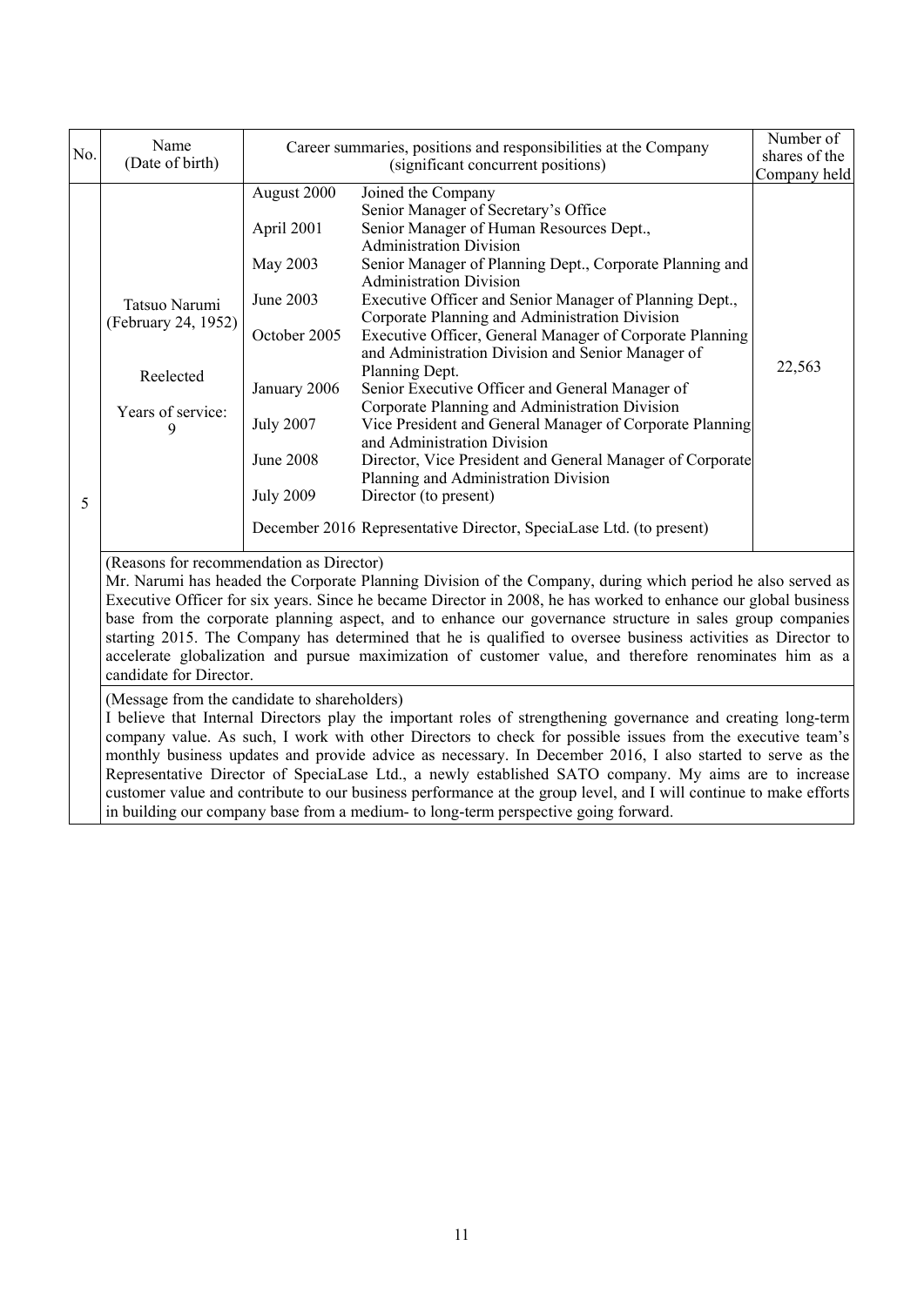| No. | Name (Date of birth) | Career summaries, positions and responsibilities at the Company (significant concurrent positions) | | Number of shares of the Company held |
|---|---|---|---|---|
| 5 | Tatsuo Narumi (February 24, 1952)<br><br>Reelected<br><br>Years of service: 9 | August 2000 | Joined the Company<br>Senior Manager of Secretary's Office | 22,563 |
| | | April 2001 | Senior Manager of Human Resources Dept., Administration Division | |
| | | May 2003 | Senior Manager of Planning Dept., Corporate Planning and Administration Division | |
| | | June 2003 | Executive Officer and Senior Manager of Planning Dept., Corporate Planning and Administration Division | |
| | | October 2005 | Executive Officer, General Manager of Corporate Planning and Administration Division and Senior Manager of Planning Dept. | |
| | | January 2006 | Senior Executive Officer and General Manager of Corporate Planning and Administration Division | |
| | | July 2007 | Vice President and General Manager of Corporate Planning and Administration Division | |
| | | June 2008 | Director, Vice President and General Manager of Corporate Planning and Administration Division | |
| | | July 2009 | Director (to present) | |
| | | December 2016 | Representative Director, SpeciaLase Ltd. (to present) | |

(Reasons for recommendation as Director)

Mr. Narumi has headed the Corporate Planning Division of the Company, during which period he also served as Executive Officer for six years. Since he became Director in 2008, he has worked to enhance our global business base from the corporate planning aspect, and to enhance our governance structure in sales group companies starting 2015. The Company has determined that he is qualified to oversee business activities as Director to accelerate globalization and pursue maximization of customer value, and therefore renominates him as a candidate for Director.

(Message from the candidate to shareholders)

I believe that Internal Directors play the important roles of strengthening governance and creating long-term company value. As such, I work with other Directors to check for possible issues from the executive team's monthly business updates and provide advice as necessary. In December 2016, I also started to serve as the Representative Director of SpeciaLase Ltd., a newly established SATO company. My aims are to increase customer value and contribute to our business performance at the group level, and I will continue to make efforts in building our company base from a medium- to long-term perspective going forward.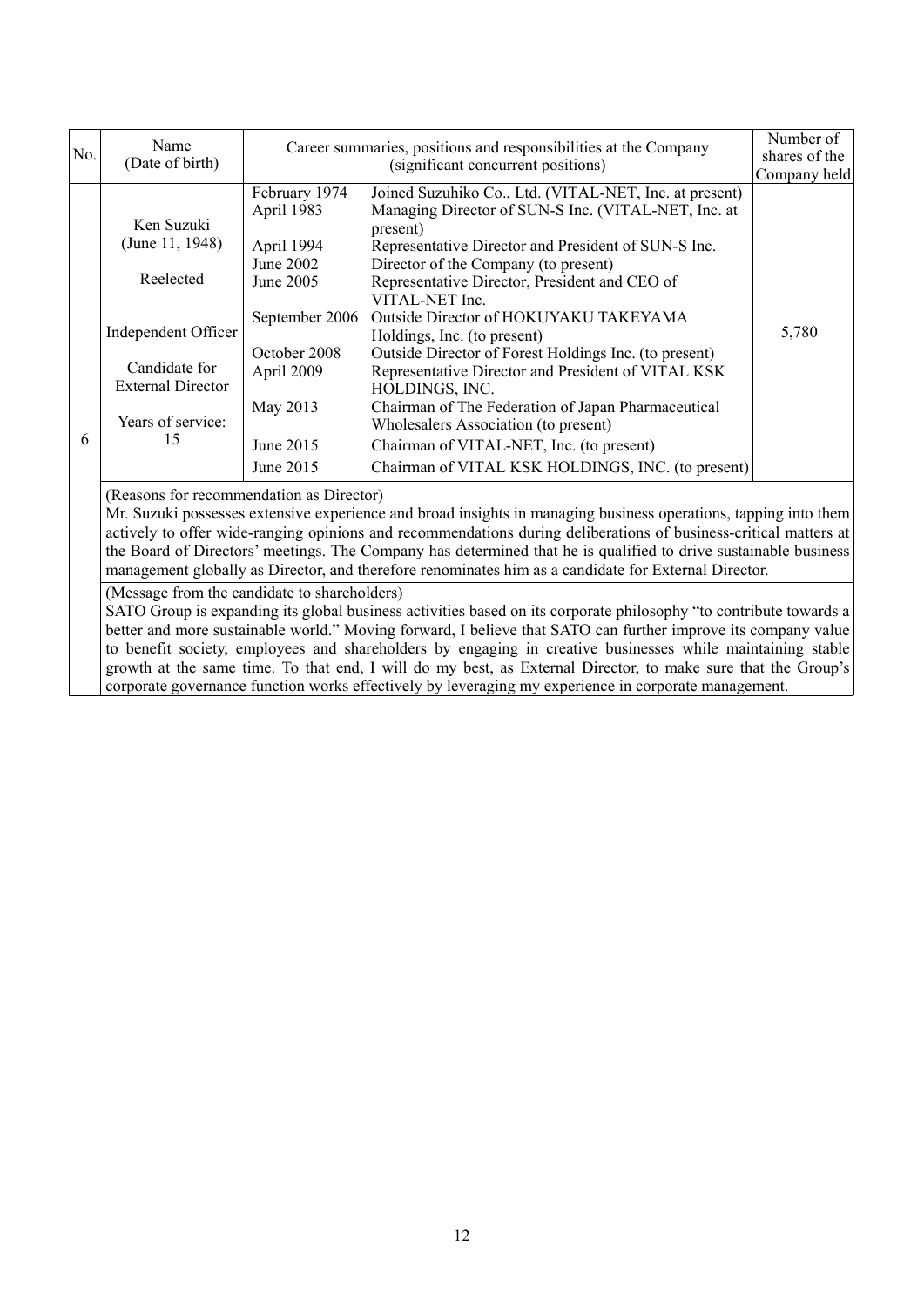| No. | Name (Date of birth) | Career summaries, positions and responsibilities at the Company (significant concurrent positions) | | Number of shares of the Company held |
|---|---|---|---|---|
| 6 | Ken Suzuki (June 11, 1948)<br><br>Reelected<br><br>Independent Officer<br><br>Candidate for External Director<br><br>Years of service: 15 | February 1974 | Joined Suzuhiko Co., Ltd. (VITAL-NET, Inc. at present) | 5,780 |
| | | April 1983 | Managing Director of SUN-S Inc. (VITAL-NET, Inc. at present) | |
| | | April 1994 | Representative Director and President of SUN-S Inc. | |
| | | June 2002 | Director of the Company (to present) | |
| | | June 2005 | Representative Director, President and CEO of VITAL-NET Inc. | |
| | | September 2006 | Outside Director of HOKUYAKU TAKEYAMA Holdings, Inc. (to present) | |
| | | October 2008 | Outside Director of Forest Holdings Inc. (to present) | |
| | | April 2009 | Representative Director and President of VITAL KSK HOLDINGS, INC. | |
| | | May 2013 | Chairman of The Federation of Japan Pharmaceutical Wholesalers Association (to present) | |
| | | June 2015 | Chairman of VITAL-NET, Inc. (to present) | |
| | | June 2015 | Chairman of VITAL KSK HOLDINGS, INC. (to present) | |

(Reasons for recommendation as Director)

Mr. Suzuki possesses extensive experience and broad insights in managing business operations, tapping into them actively to offer wide-ranging opinions and recommendations during deliberations of business-critical matters at the Board of Directors' meetings. The Company has determined that he is qualified to drive sustainable business management globally as Director, and therefore renominates him as a candidate for External Director.

(Message from the candidate to shareholders)

SATO Group is expanding its global business activities based on its corporate philosophy "to contribute towards a better and more sustainable world." Moving forward, I believe that SATO can further improve its company value to benefit society, employees and shareholders by engaging in creative businesses while maintaining stable growth at the same time. To that end, I will do my best, as External Director, to make sure that the Group's corporate governance function works effectively by leveraging my experience in corporate management.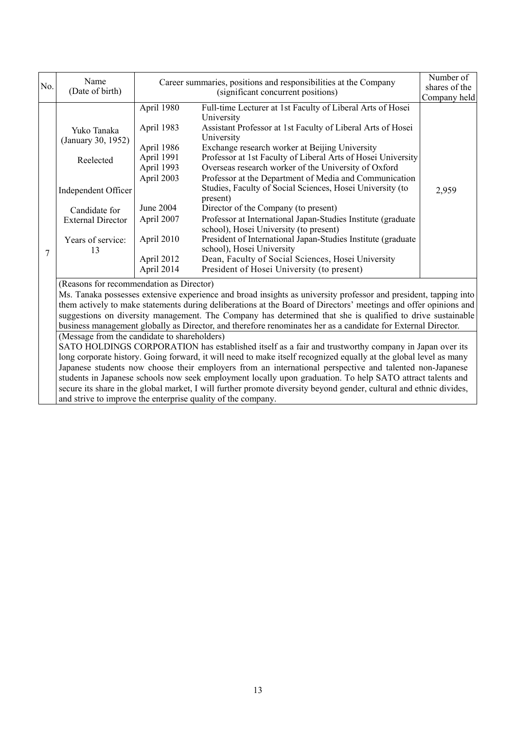| No. | Name (Date of birth) | Career summaries, positions and responsibilities at the Company (significant concurrent positions) | | Number of shares of the Company held |
|---|---|---|---|---|
| 7 | Yuko Tanaka (January 30, 1952)<br><br>Reelected<br><br>Independent Officer<br><br>Candidate for External Director<br><br>Years of service: 13 | April 1980 | Full-time Lecturer at 1st Faculty of Liberal Arts of Hosei University | 2,959 |
| | | April 1983 | Assistant Professor at 1st Faculty of Liberal Arts of Hosei University | |
| | | April 1986 | Exchange research worker at Beijing University | |
| | | April 1991 | Professor at 1st Faculty of Liberal Arts of Hosei University | |
| | | April 1993 | Overseas research worker of the University of Oxford | |
| | | April 2003 | Professor at the Department of Media and Communication Studies, Faculty of Social Sciences, Hosei University (to present) | |
| | | June 2004 | Director of the Company (to present) | |
| | | April 2007 | Professor at International Japan-Studies Institute (graduate school), Hosei University (to present) | |
| | | April 2010 | President of International Japan-Studies Institute (graduate school), Hosei University | |
| | | April 2012 | Dean, Faculty of Social Sciences, Hosei University | |
| | | April 2014 | President of Hosei University (to present) | |

(Reasons for recommendation as Director)

Ms. Tanaka possesses extensive experience and broad insights as university professor and president, tapping into them actively to make statements during deliberations at the Board of Directors' meetings and offer opinions and suggestions on diversity management. The Company has determined that she is qualified to drive sustainable business management globally as Director, and therefore renominates her as a candidate for External Director.

(Message from the candidate to shareholders)

SATO HOLDINGS CORPORATION has established itself as a fair and trustworthy company in Japan over its long corporate history. Going forward, it will need to make itself recognized equally at the global level as many Japanese students now choose their employers from an international perspective and talented non-Japanese students in Japanese schools now seek employment locally upon graduation. To help SATO attract talents and secure its share in the global market, I will further promote diversity beyond gender, cultural and ethnic divides, and strive to improve the enterprise quality of the company.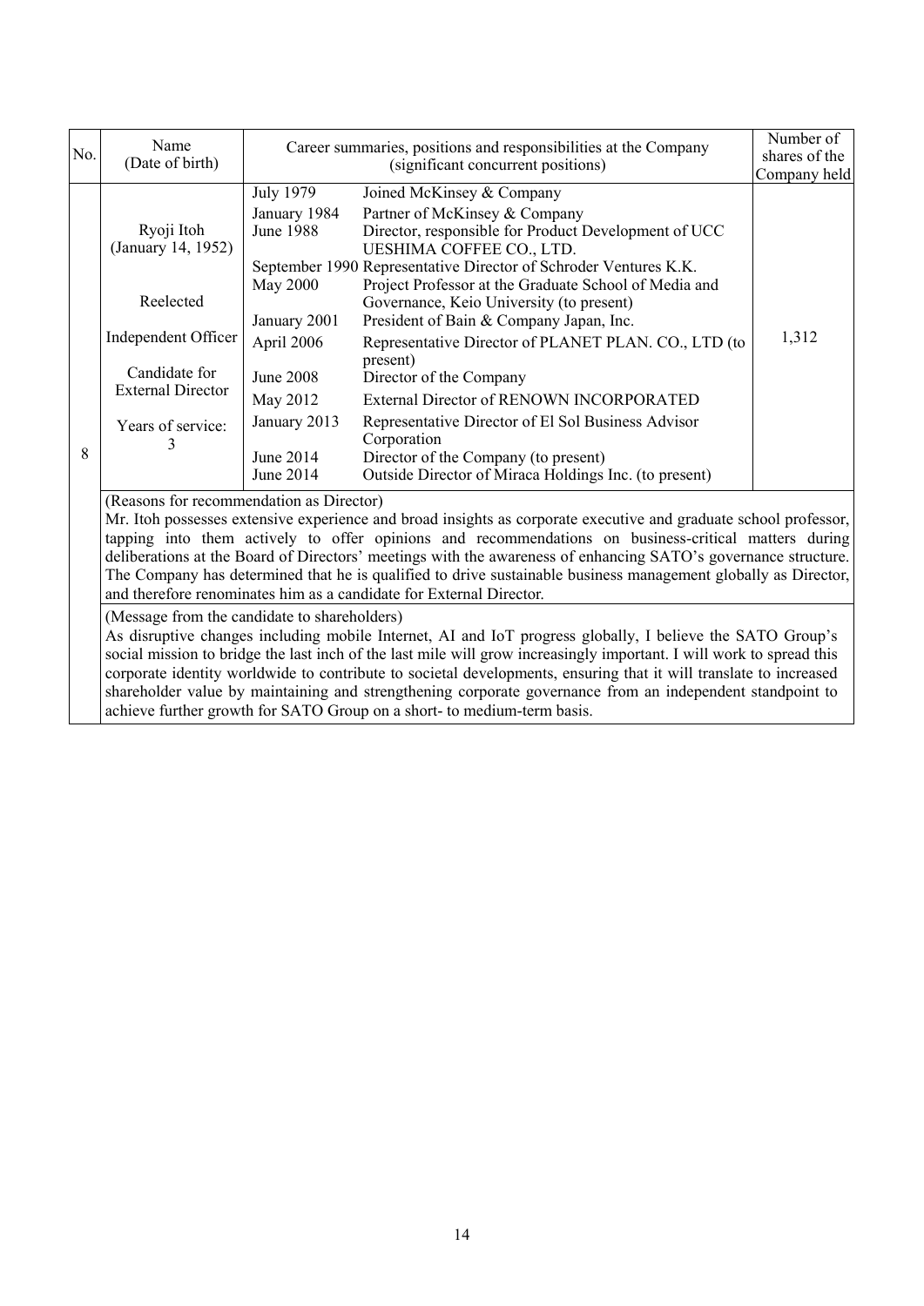| No. | Name (Date of birth) | Career summaries, positions and responsibilities at the Company (significant concurrent positions) | | Number of shares of the Company held |
|---|---|---|---|---|
| 8 | Ryoji Itoh (January 14, 1952)<br><br>Reelected<br><br>Independent Officer<br><br>Candidate for External Director<br><br>Years of service: 3 | July 1979 | Joined McKinsey & Company | 1,312 |
| | | January 1984 | Partner of McKinsey & Company | |
| | | June 1988 | Director, responsible for Product Development of UCC UESHIMA COFFEE CO., LTD. | |
| | | September 1990 | Representative Director of Schroder Ventures K.K. | |
| | | May 2000 | Project Professor at the Graduate School of Media and Governance, Keio University (to present) | |
| | | January 2001 | President of Bain & Company Japan, Inc. | |
| | | April 2006 | Representative Director of PLANET PLAN. CO., LTD (to present) | |
| | | June 2008 | Director of the Company | |
| | | May 2012 | External Director of RENOWN INCORPORATED | |
| | | January 2013 | Representative Director of El Sol Business Advisor Corporation | |
| | | June 2014 | Director of the Company (to present) | |
| | | June 2014 | Outside Director of Miraca Holdings Inc. (to present) | |

(Reasons for recommendation as Director)

Mr. Itoh possesses extensive experience and broad insights as corporate executive and graduate school professor, tapping into them actively to offer opinions and recommendations on business-critical matters during deliberations at the Board of Directors' meetings with the awareness of enhancing SATO's governance structure. The Company has determined that he is qualified to drive sustainable business management globally as Director, and therefore renominates him as a candidate for External Director.

(Message from the candidate to shareholders)

As disruptive changes including mobile Internet, AI and IoT progress globally, I believe the SATO Group's social mission to bridge the last inch of the last mile will grow increasingly important. I will work to spread this corporate identity worldwide to contribute to societal developments, ensuring that it will translate to increased shareholder value by maintaining and strengthening corporate governance from an independent standpoint to achieve further growth for SATO Group on a short- to medium-term basis.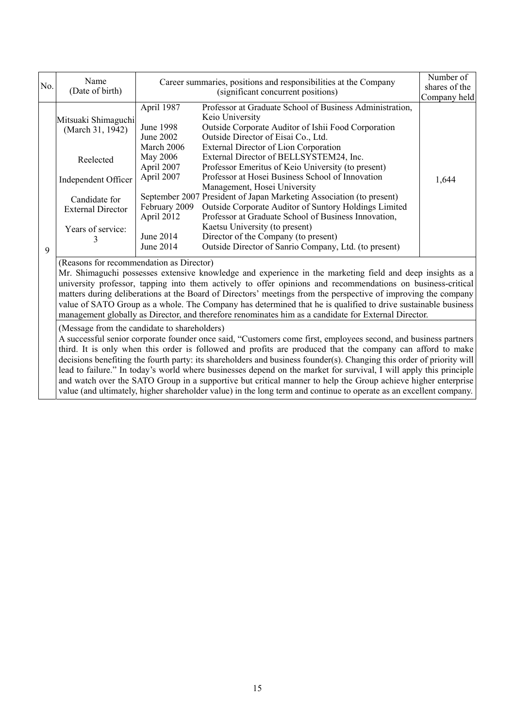| No. | Name (Date of birth) | Career summaries, positions and responsibilities at the Company (significant concurrent positions) | | Number of shares of the Company held |
|---|---|---|---|---|
| 9 | Mitsuaki Shimaguchi (March 31, 1942)<br><br>Reelected<br><br>Independent Officer<br><br>Candidate for External Director<br><br>Years of service: 3 | April 1987 | Professor at Graduate School of Business Administration, Keio University | 1,644 |
| | | June 1998 | Outside Corporate Auditor of Ishii Food Corporation | |
| | | June 2002 | Outside Director of Eisai Co., Ltd. | |
| | | March 2006 | External Director of Lion Corporation | |
| | | May 2006 | External Director of BELLSYSTEM24, Inc. | |
| | | April 2007 | Professor Emeritus of Keio University (to present) | |
| | | April 2007 | Professor at Hosei Business School of Innovation Management, Hosei University | |
| | | September 2007 | President of Japan Marketing Association (to present) | |
| | | February 2009 | Outside Corporate Auditor of Suntory Holdings Limited | |
| | | April 2012 | Professor at Graduate School of Business Innovation, Kaetsu University (to present) | |
| | | June 2014 | Director of the Company (to present) | |
| | | June 2014 | Outside Director of Sanrio Company, Ltd. (to present) | |

(Reasons for recommendation as Director)

Mr. Shimaguchi possesses extensive knowledge and experience in the marketing field and deep insights as a university professor, tapping into them actively to offer opinions and recommendations on business-critical matters during deliberations at the Board of Directors' meetings from the perspective of improving the company value of SATO Group as a whole. The Company has determined that he is qualified to drive sustainable business management globally as Director, and therefore renominates him as a candidate for External Director.

(Message from the candidate to shareholders)

A successful senior corporate founder once said, "Customers come first, employees second, and business partners third. It is only when this order is followed and profits are produced that the company can afford to make decisions benefiting the fourth party: its shareholders and business founder(s). Changing this order of priority will lead to failure." In today's world where businesses depend on the market for survival, I will apply this principle and watch over the SATO Group in a supportive but critical manner to help the Group achieve higher enterprise value (and ultimately, higher shareholder value) in the long term and continue to operate as an excellent company.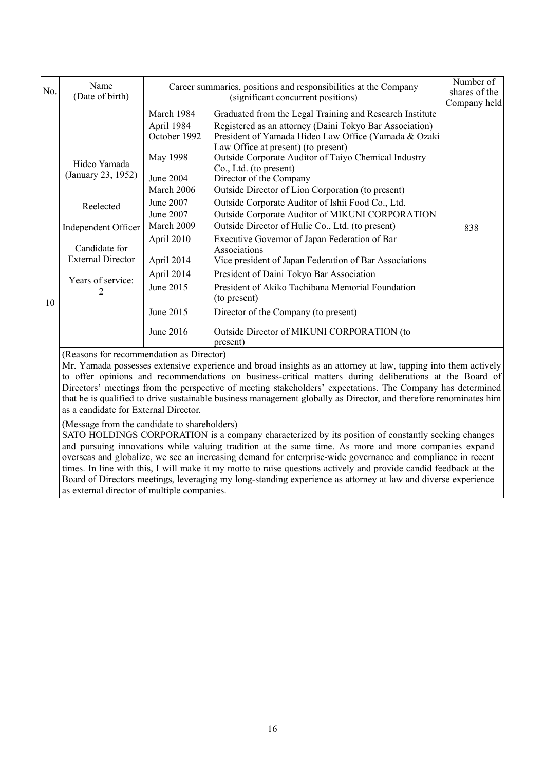| No. | Name (Date of birth) | Career summaries, positions and responsibilities at the Company (significant concurrent positions) | | Number of shares of the Company held |
|---|---|---|---|---|
| 10 | Hideo Yamada (January 23, 1952)<br><br>Reelected<br><br>Independent Officer<br><br>Candidate for External Director<br><br>Years of service: 2 | March 1984 | Graduated from the Legal Training and Research Institute | 838 |
| | | April 1984 | Registered as an attorney (Daini Tokyo Bar Association) | |
| | | October 1992 | President of Yamada Hideo Law Office (Yamada & Ozaki Law Office at present) (to present) | |
| | | May 1998 | Outside Corporate Auditor of Taiyo Chemical Industry Co., Ltd. (to present) | |
| | | June 2004 | Director of the Company | |
| | | March 2006 | Outside Director of Lion Corporation (to present) | |
| | | June 2007 | Outside Corporate Auditor of Ishii Food Co., Ltd. | |
| | | June 2007 | Outside Corporate Auditor of MIKUNI CORPORATION | |
| | | March 2009 | Outside Director of Hulic Co., Ltd. (to present) | |
| | | April 2010 | Executive Governor of Japan Federation of Bar Associations | |
| | | April 2014 | Vice president of Japan Federation of Bar Associations | |
| | | April 2014 | President of Daini Tokyo Bar Association | |
| | | June 2015 | President of Akiko Tachibana Memorial Foundation (to present) | |
| | | June 2015 | Director of the Company (to present) | |
| | | June 2016 | Outside Director of MIKUNI CORPORATION (to present) | |

(Reasons for recommendation as Director)

Mr. Yamada possesses extensive experience and broad insights as an attorney at law, tapping into them actively to offer opinions and recommendations on business-critical matters during deliberations at the Board of Directors' meetings from the perspective of meeting stakeholders' expectations. The Company has determined that he is qualified to drive sustainable business management globally as Director, and therefore renominates him as a candidate for External Director.

(Message from the candidate to shareholders)

SATO HOLDINGS CORPORATION is a company characterized by its position of constantly seeking changes and pursuing innovations while valuing tradition at the same time. As more and more companies expand overseas and globalize, we see an increasing demand for enterprise-wide governance and compliance in recent times. In line with this, I will make it my motto to raise questions actively and provide candid feedback at the Board of Directors meetings, leveraging my long-standing experience as attorney at law and diverse experience as external director of multiple companies.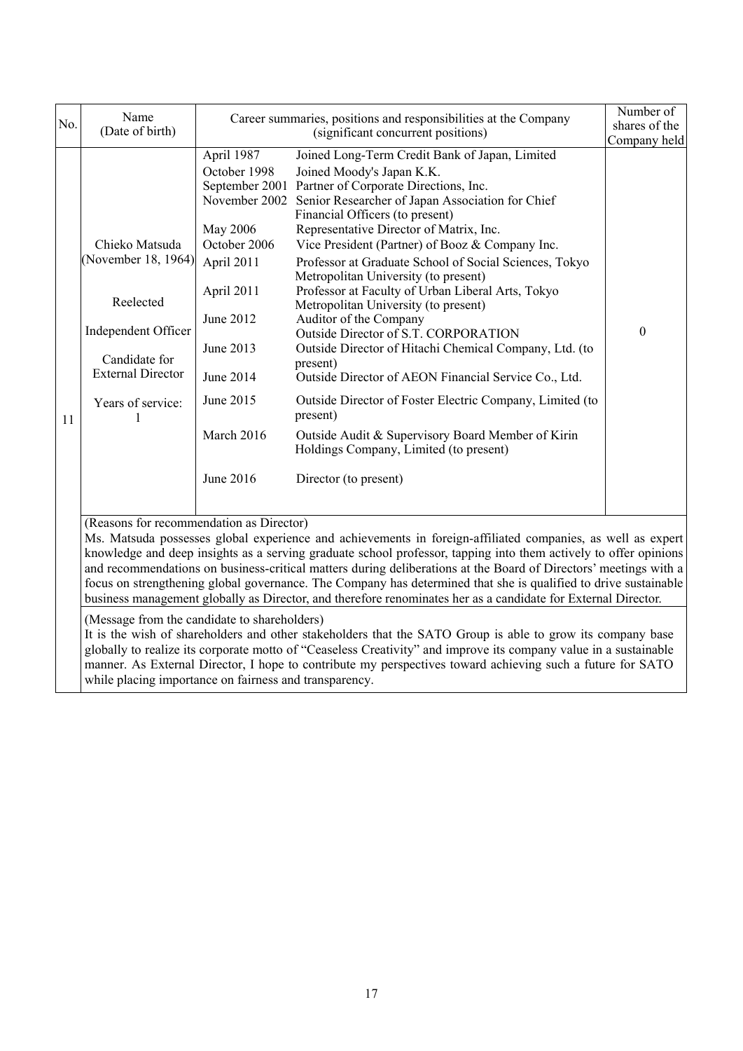| No. | Name (Date of birth) | Career summaries, positions and responsibilities at the Company (significant concurrent positions) | | Number of shares of the Company held |
|---|---|---|---|---|
| 11 | Chieko Matsuda (November 18, 1964)<br><br>Reelected<br><br>Independent Officer<br><br>Candidate for External Director<br><br>Years of service: 1 | April 1987 | Joined Long-Term Credit Bank of Japan, Limited | 0 |
| | | October 1998 | Joined Moody's Japan K.K. | |
| | | September 2001 | Partner of Corporate Directions, Inc. | |
| | | November 2002 | Senior Researcher of Japan Association for Chief Financial Officers (to present) | |
| | | May 2006 | Representative Director of Matrix, Inc. | |
| | | October 2006 | Vice President (Partner) of Booz & Company Inc. | |
| | | April 2011 | Professor at Graduate School of Social Sciences, Tokyo Metropolitan University (to present) | |
| | | April 2011 | Professor at Faculty of Urban Liberal Arts, Tokyo Metropolitan University (to present) | |
| | | June 2012 | Auditor of the Company<br>Outside Director of S.T. CORPORATION | |
| | | June 2013 | Outside Director of Hitachi Chemical Company, Ltd. (to present) | |
| | | June 2014 | Outside Director of AEON Financial Service Co., Ltd. | |
| | | June 2015 | Outside Director of Foster Electric Company, Limited (to present) | |
| | | March 2016 | Outside Audit & Supervisory Board Member of Kirin Holdings Company, Limited (to present) | |
| | | June 2016 | Director (to present) | |

(Reasons for recommendation as Director)

Ms. Matsuda possesses global experience and achievements in foreign-affiliated companies, as well as expert knowledge and deep insights as a serving graduate school professor, tapping into them actively to offer opinions and recommendations on business-critical matters during deliberations at the Board of Directors' meetings with a focus on strengthening global governance. The Company has determined that she is qualified to drive sustainable business management globally as Director, and therefore renominates her as a candidate for External Director.

(Message from the candidate to shareholders)

It is the wish of shareholders and other stakeholders that the SATO Group is able to grow its company base globally to realize its corporate motto of "Ceaseless Creativity" and improve its company value in a sustainable manner. As External Director, I hope to contribute my perspectives toward achieving such a future for SATO while placing importance on fairness and transparency.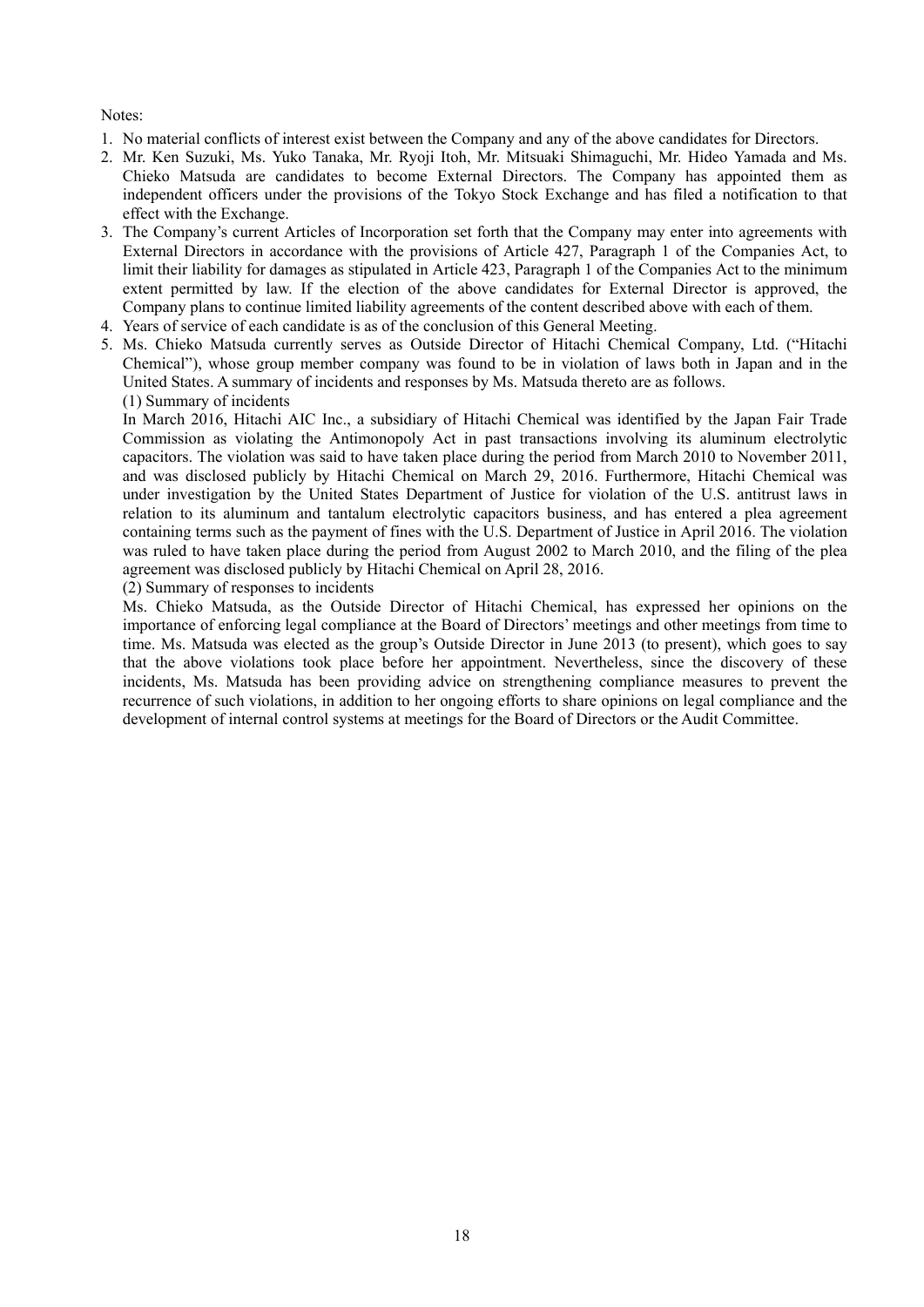Notes:

1. No material conflicts of interest exist between the Company and any of the above candidates for Directors.
2. Mr. Ken Suzuki, Ms. Yuko Tanaka, Mr. Ryoji Itoh, Mr. Mitsuaki Shimaguchi, Mr. Hideo Yamada and Ms. Chieko Matsuda are candidates to become External Directors. The Company has appointed them as independent officers under the provisions of the Tokyo Stock Exchange and has filed a notification to that effect with the Exchange.
3. The Company's current Articles of Incorporation set forth that the Company may enter into agreements with External Directors in accordance with the provisions of Article 427, Paragraph 1 of the Companies Act, to limit their liability for damages as stipulated in Article 423, Paragraph 1 of the Companies Act to the minimum extent permitted by law. If the election of the above candidates for External Director is approved, the Company plans to continue limited liability agreements of the content described above with each of them.
4. Years of service of each candidate is as of the conclusion of this General Meeting.
5. Ms. Chieko Matsuda currently serves as Outside Director of Hitachi Chemical Company, Ltd. ("Hitachi Chemical"), whose group member company was found to be in violation of laws both in Japan and in the United States. A summary of incidents and responses by Ms. Matsuda thereto are as follows.

   (1) Summary of incidents

   In March 2016, Hitachi AIC Inc., a subsidiary of Hitachi Chemical was identified by the Japan Fair Trade Commission as violating the Antimonopoly Act in past transactions involving its aluminum electrolytic capacitors. The violation was said to have taken place during the period from March 2010 to November 2011, and was disclosed publicly by Hitachi Chemical on March 29, 2016. Furthermore, Hitachi Chemical was under investigation by the United States Department of Justice for violation of the U.S. antitrust laws in relation to its aluminum and tantalum electrolytic capacitors business, and has entered a plea agreement containing terms such as the payment of fines with the U.S. Department of Justice in April 2016. The violation was ruled to have taken place during the period from August 2002 to March 2010, and the filing of the plea agreement was disclosed publicly by Hitachi Chemical on April 28, 2016.

   (2) Summary of responses to incidents

   Ms. Chieko Matsuda, as the Outside Director of Hitachi Chemical, has expressed her opinions on the importance of enforcing legal compliance at the Board of Directors' meetings and other meetings from time to time. Ms. Matsuda was elected as the group's Outside Director in June 2013 (to present), which goes to say that the above violations took place before her appointment. Nevertheless, since the discovery of these incidents, Ms. Matsuda has been providing advice on strengthening compliance measures to prevent the recurrence of such violations, in addition to her ongoing efforts to share opinions on legal compliance and the development of internal control systems at meetings for the Board of Directors or the Audit Committee.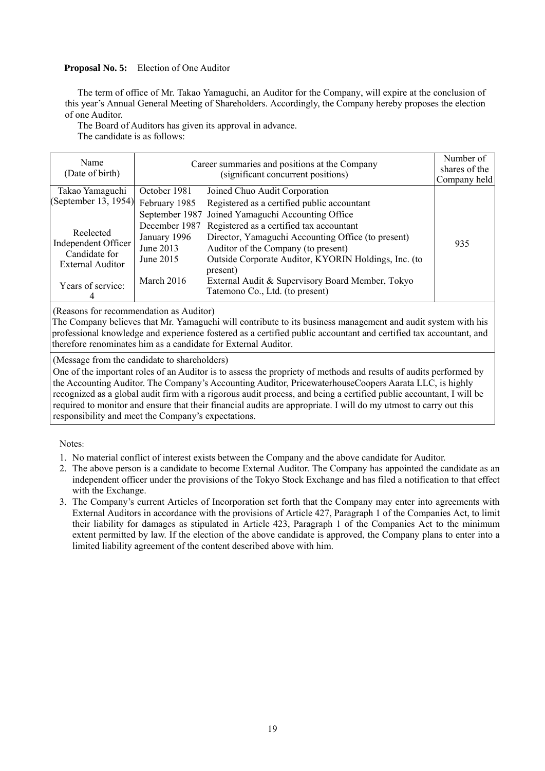**Proposal No. 5:** Election of One Auditor

The term of office of Mr. Takao Yamaguchi, an Auditor for the Company, will expire at the conclusion of this year's Annual General Meeting of Shareholders. Accordingly, the Company hereby proposes the election of one Auditor.

The Board of Auditors has given its approval in advance.

The candidate is as follows:

| Name (Date of birth) | Career summaries and positions at the Company (significant concurrent positions) | | Number of shares of the Company held |
|---|---|---|---|
| Takao Yamaguchi (September 13, 1954)<br><br>Reelected Independent Officer Candidate for External Auditor<br><br>Years of service: 4 | October 1981<br>February 1985<br>September 1987<br>December 1987<br>January 1996<br>June 2013<br>June 2015<br><br>March 2016 | Joined Chuo Audit Corporation<br>Registered as a certified public accountant<br>Joined Yamaguchi Accounting Office<br>Registered as a certified tax accountant<br>Director, Yamaguchi Accounting Office (to present)<br>Auditor of the Company (to present)<br>Outside Corporate Auditor, KYORIN Holdings, Inc. (to present)<br>External Audit & Supervisory Board Member, Tokyo Tatemono Co., Ltd. (to present) | 935 |
| (Reasons for recommendation as Auditor)<br>The Company believes that Mr. Yamaguchi will contribute to its business management and audit system with his professional knowledge and experience fostered as a certified public accountant and certified tax accountant, and therefore renominates him as a candidate for External Auditor. | | | |
| (Message from the candidate to shareholders)<br>One of the important roles of an Auditor is to assess the propriety of methods and results of audits performed by the Accounting Auditor. The Company's Accounting Auditor, PricewaterhouseCoopers Aarata LLC, is highly recognized as a global audit firm with a rigorous audit process, and being a certified public accountant, I will be required to monitor and ensure that their financial audits are appropriate. I will do my utmost to carry out this responsibility and meet the Company's expectations. | | | |

Notes:

1. No material conflict of interest exists between the Company and the above candidate for Auditor.
2. The above person is a candidate to become External Auditor. The Company has appointed the candidate as an independent officer under the provisions of the Tokyo Stock Exchange and has filed a notification to that effect with the Exchange.
3. The Company's current Articles of Incorporation set forth that the Company may enter into agreements with External Auditors in accordance with the provisions of Article 427, Paragraph 1 of the Companies Act, to limit their liability for damages as stipulated in Article 423, Paragraph 1 of the Companies Act to the minimum extent permitted by law. If the election of the above candidate is approved, the Company plans to enter into a limited liability agreement of the content described above with him.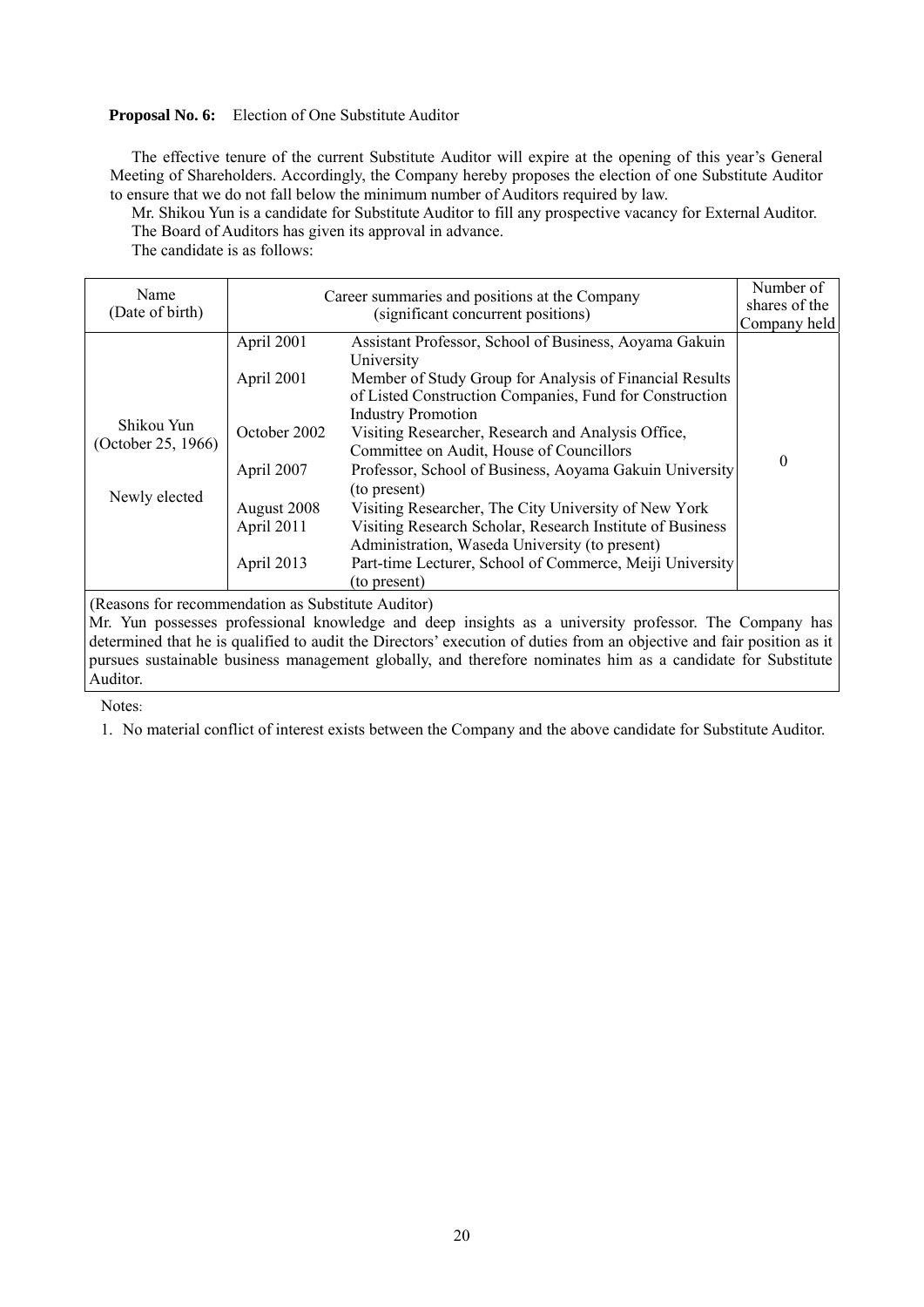**Proposal No. 6:** Election of One Substitute Auditor

The effective tenure of the current Substitute Auditor will expire at the opening of this year's General Meeting of Shareholders. Accordingly, the Company hereby proposes the election of one Substitute Auditor to ensure that we do not fall below the minimum number of Auditors required by law.

Mr. Shikou Yun is a candidate for Substitute Auditor to fill any prospective vacancy for External Auditor.

The Board of Auditors has given its approval in advance.

The candidate is as follows:

| Name (Date of birth) | Career summaries and positions at the Company (significant concurrent positions) | | Number of shares of the Company held |
|---|---|---|---|
| Shikou Yun (October 25, 1966)<br><br>Newly elected | April 2001 | Assistant Professor, School of Business, Aoyama Gakuin University | 0 |
| | April 2001 | Member of Study Group for Analysis of Financial Results of Listed Construction Companies, Fund for Construction Industry Promotion | |
| | October 2002 | Visiting Researcher, Research and Analysis Office, Committee on Audit, House of Councillors | |
| | April 2007 | Professor, School of Business, Aoyama Gakuin University (to present) | |
| | August 2008 | Visiting Researcher, The City University of New York | |
| | April 2011 | Visiting Research Scholar, Research Institute of Business Administration, Waseda University (to present) | |
| | April 2013 | Part-time Lecturer, School of Commerce, Meiji University (to present) | |

(Reasons for recommendation as Substitute Auditor)
Mr. Yun possesses professional knowledge and deep insights as a university professor. The Company has determined that he is qualified to audit the Directors' execution of duties from an objective and fair position as it pursues sustainable business management globally, and therefore nominates him as a candidate for Substitute Auditor.

Notes:

1. No material conflict of interest exists between the Company and the above candidate for Substitute Auditor.